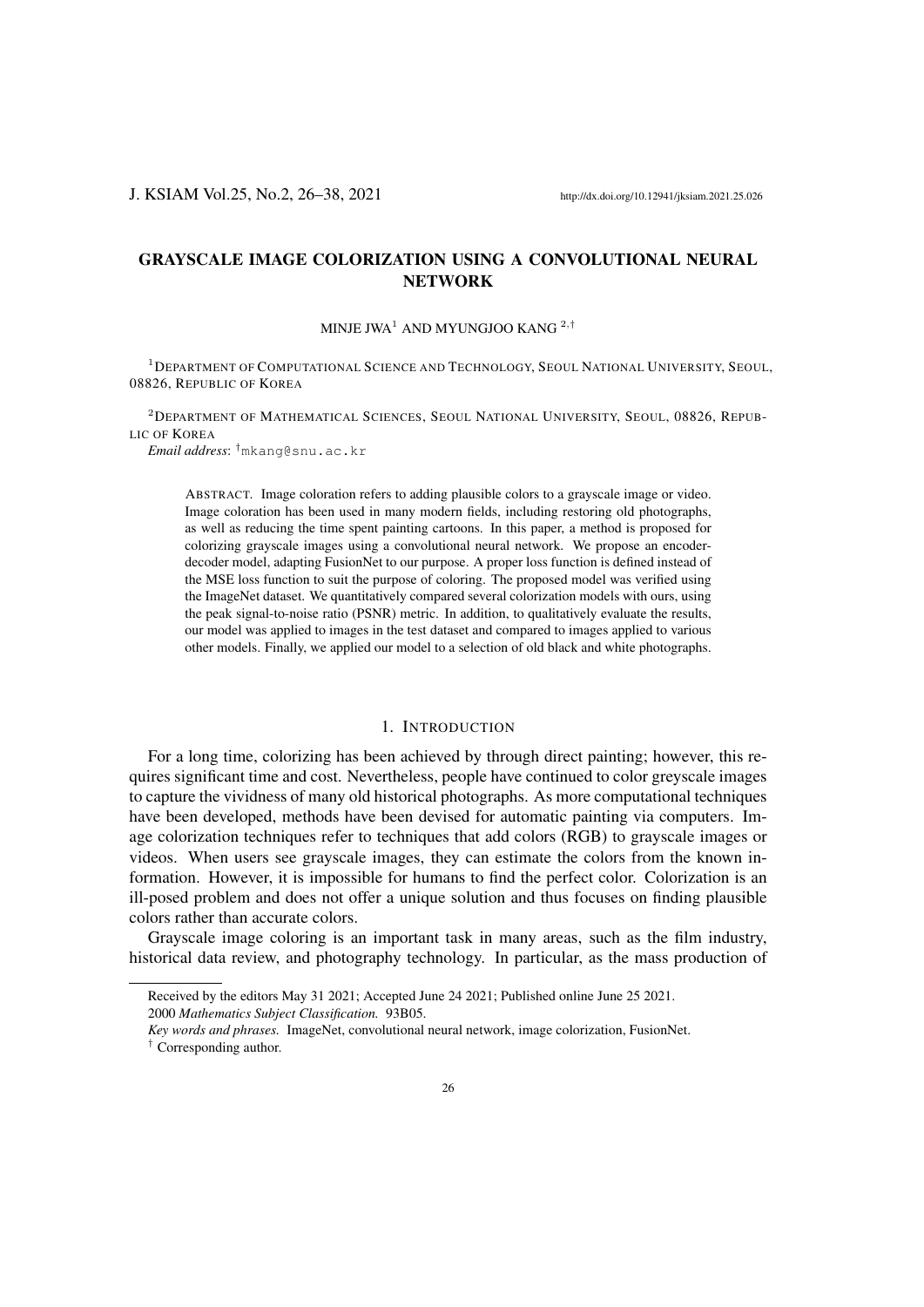# GRAYSCALE IMAGE COLORIZATION USING A CONVOLUTIONAL NEURAL NETWORK

MINJE JWA[1] AND MYUNGJOO KANG [2,†]

[1]DEPARTMENT OF COMPUTATIONAL SCIENCE AND TECHNOLOGY, SEOUL NATIONAL UNIVERSITY, SEOUL, 08826, REPUBLIC OF KOREA

[2]DEPARTMENT OF MATHEMATICAL SCIENCES, SEOUL NATIONAL UNIVERSITY, SEOUL, 08826, REPUBLIC OF KOREA

*Email address*: [†]mkang@snu.ac.kr

ABSTRACT. Image coloration refers to adding plausible colors to a grayscale image or video. Image coloration has been used in many modern fields, including restoring old photographs, as well as reducing the time spent painting cartoons. In this paper, a method is proposed for colorizing grayscale images using a convolutional neural network. We propose an encoder-decoder model, adapting FusionNet to our purpose. A proper loss function is defined instead of the MSE loss function to suit the purpose of coloring. The proposed model was verified using the ImageNet dataset. We quantitatively compared several colorization models with ours, using the peak signal-to-noise ratio (PSNR) metric. In addition, to qualitatively evaluate the results, our model was applied to images in the test dataset and compared to images applied to various other models. Finally, we applied our model to a selection of old black and white photographs.

## 1. INTRODUCTION

For a long time, colorizing has been achieved by through direct painting; however, this requires significant time and cost. Nevertheless, people have continued to color greyscale images to capture the vividness of many old historical photographs. As more computational techniques have been developed, methods have been devised for automatic painting via computers. Image colorization techniques refer to techniques that add colors (RGB) to grayscale images or videos. When users see grayscale images, they can estimate the colors from the known information. However, it is impossible for humans to find the perfect color. Colorization is an ill-posed problem and does not offer a unique solution and thus focuses on finding plausible colors rather than accurate colors.

Grayscale image coloring is an important task in many areas, such as the film industry, historical data review, and photography technology. In particular, as the mass production of

---

Received by the editors May 31 2021; Accepted June 24 2021; Published online June 25 2021.

2000 *Mathematics Subject Classification.* 93B05.

*Key words and phrases.* ImageNet, convolutional neural network, image colorization, FusionNet.

† Corresponding author.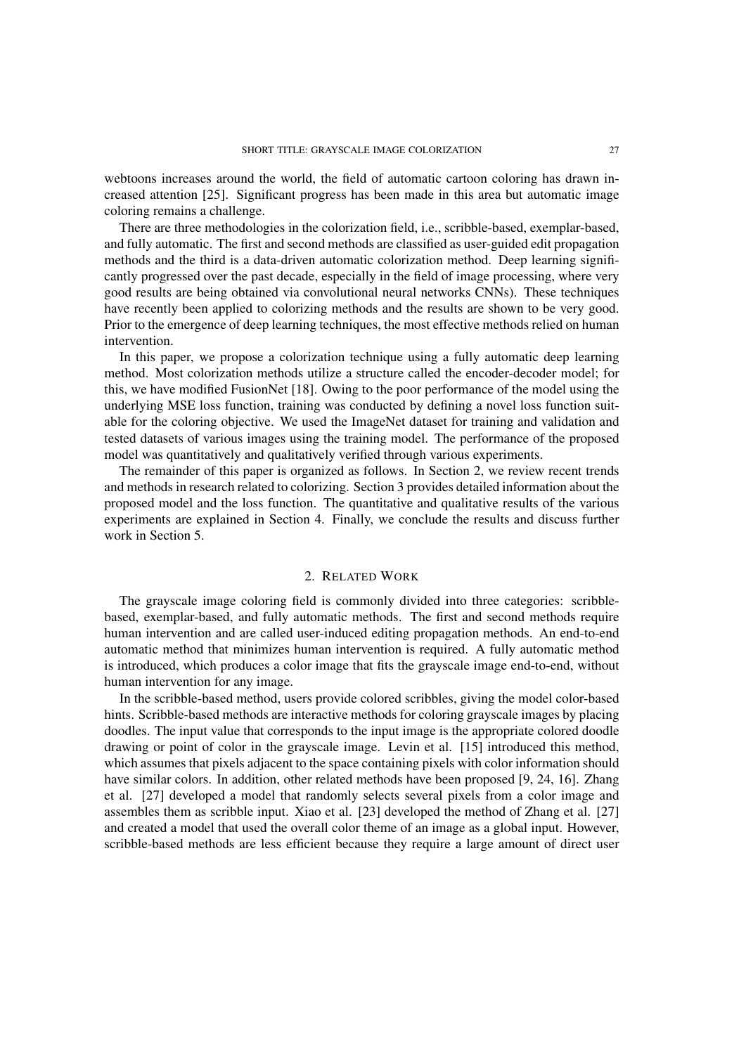webtoons increases around the world, the field of automatic cartoon coloring has drawn increased attention [25]. Significant progress has been made in this area but automatic image coloring remains a challenge.

There are three methodologies in the colorization field, i.e., scribble-based, exemplar-based, and fully automatic. The first and second methods are classified as user-guided edit propagation methods and the third is a data-driven automatic colorization method. Deep learning significantly progressed over the past decade, especially in the field of image processing, where very good results are being obtained via convolutional neural networks CNNs). These techniques have recently been applied to colorizing methods and the results are shown to be very good. Prior to the emergence of deep learning techniques, the most effective methods relied on human intervention.

In this paper, we propose a colorization technique using a fully automatic deep learning method. Most colorization methods utilize a structure called the encoder-decoder model; for this, we have modified FusionNet [18]. Owing to the poor performance of the model using the underlying MSE loss function, training was conducted by defining a novel loss function suitable for the coloring objective. We used the ImageNet dataset for training and validation and tested datasets of various images using the training model. The performance of the proposed model was quantitatively and qualitatively verified through various experiments.

The remainder of this paper is organized as follows. In Section 2, we review recent trends and methods in research related to colorizing. Section 3 provides detailed information about the proposed model and the loss function. The quantitative and qualitative results of the various experiments are explained in Section 4. Finally, we conclude the results and discuss further work in Section 5.

## 2. Related Work

The grayscale image coloring field is commonly divided into three categories: scribble-based, exemplar-based, and fully automatic methods. The first and second methods require human intervention and are called user-induced editing propagation methods. An end-to-end automatic method that minimizes human intervention is required. A fully automatic method is introduced, which produces a color image that fits the grayscale image end-to-end, without human intervention for any image.

In the scribble-based method, users provide colored scribbles, giving the model color-based hints. Scribble-based methods are interactive methods for coloring grayscale images by placing doodles. The input value that corresponds to the input image is the appropriate colored doodle drawing or point of color in the grayscale image. Levin et al. [15] introduced this method, which assumes that pixels adjacent to the space containing pixels with color information should have similar colors. In addition, other related methods have been proposed [9, 24, 16]. Zhang et al. [27] developed a model that randomly selects several pixels from a color image and assembles them as scribble input. Xiao et al. [23] developed the method of Zhang et al. [27] and created a model that used the overall color theme of an image as a global input. However, scribble-based methods are less efficient because they require a large amount of direct user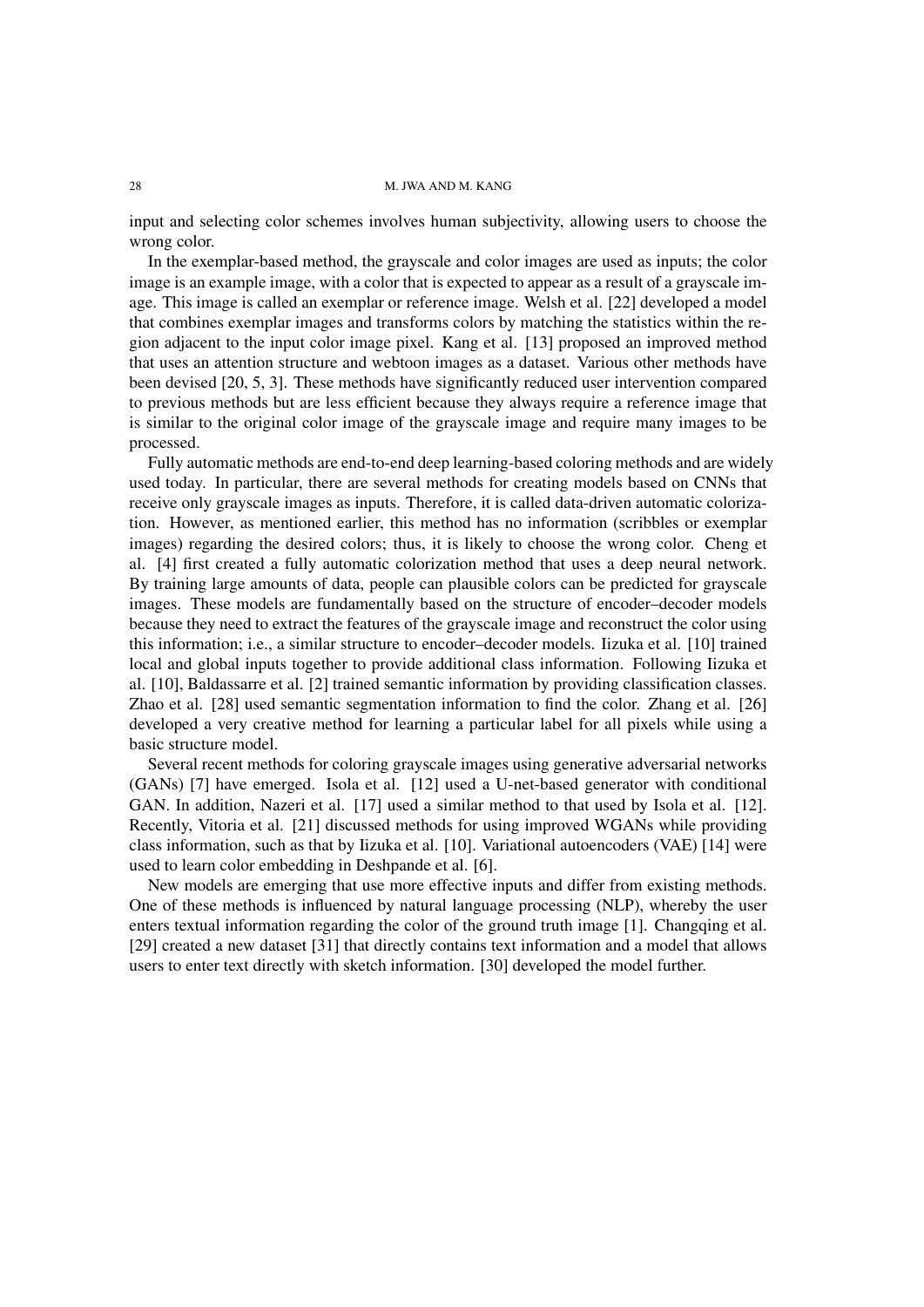input and selecting color schemes involves human subjectivity, allowing users to choose the wrong color.

In the exemplar-based method, the grayscale and color images are used as inputs; the color image is an example image, with a color that is expected to appear as a result of a grayscale image. This image is called an exemplar or reference image. Welsh et al. [22] developed a model that combines exemplar images and transforms colors by matching the statistics within the region adjacent to the input color image pixel. Kang et al. [13] proposed an improved method that uses an attention structure and webtoon images as a dataset. Various other methods have been devised [20, 5, 3]. These methods have significantly reduced user intervention compared to previous methods but are less efficient because they always require a reference image that is similar to the original color image of the grayscale image and require many images to be processed.

Fully automatic methods are end-to-end deep learning-based coloring methods and are widely used today. In particular, there are several methods for creating models based on CNNs that receive only grayscale images as inputs. Therefore, it is called data-driven automatic colorization. However, as mentioned earlier, this method has no information (scribbles or exemplar images) regarding the desired colors; thus, it is likely to choose the wrong color. Cheng et al. [4] first created a fully automatic colorization method that uses a deep neural network. By training large amounts of data, people can plausible colors can be predicted for grayscale images. These models are fundamentally based on the structure of encoder–decoder models because they need to extract the features of the grayscale image and reconstruct the color using this information; i.e., a similar structure to encoder–decoder models. Iizuka et al. [10] trained local and global inputs together to provide additional class information. Following Iizuka et al. [10], Baldassarre et al. [2] trained semantic information by providing classification classes. Zhao et al. [28] used semantic segmentation information to find the color. Zhang et al. [26] developed a very creative method for learning a particular label for all pixels while using a basic structure model.

Several recent methods for coloring grayscale images using generative adversarial networks (GANs) [7] have emerged. Isola et al. [12] used a U-net-based generator with conditional GAN. In addition, Nazeri et al. [17] used a similar method to that used by Isola et al. [12]. Recently, Vitoria et al. [21] discussed methods for using improved WGANs while providing class information, such as that by Iizuka et al. [10]. Variational autoencoders (VAE) [14] were used to learn color embedding in Deshpande et al. [6].

New models are emerging that use more effective inputs and differ from existing methods. One of these methods is influenced by natural language processing (NLP), whereby the user enters textual information regarding the color of the ground truth image [1]. Changqing et al. [29] created a new dataset [31] that directly contains text information and a model that allows users to enter text directly with sketch information. [30] developed the model further.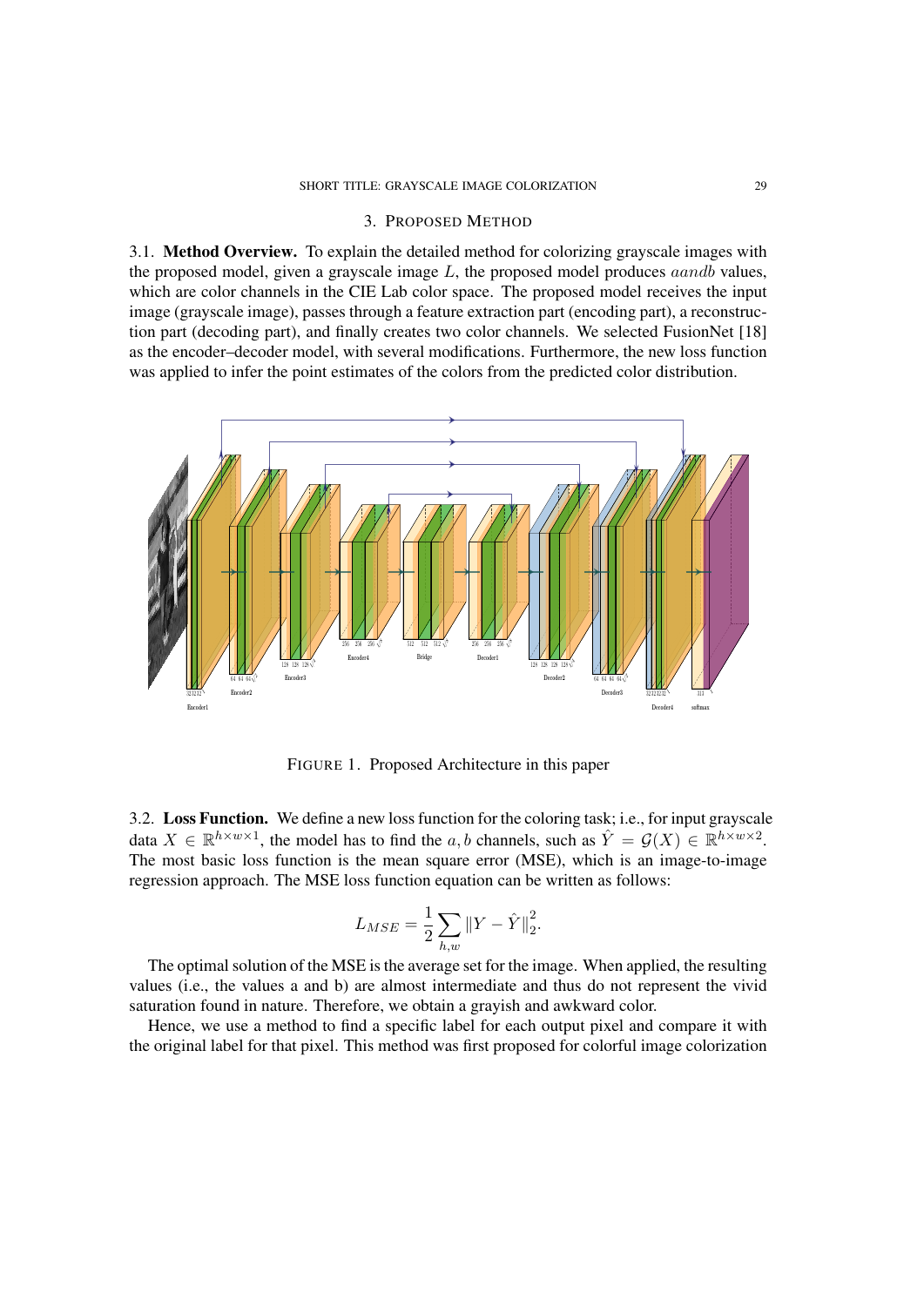## 3. Proposed Method

3.1. **Method Overview.** To explain the detailed method for colorizing grayscale images with the proposed model, given a grayscale image $L$, the proposed model produces $aandb$ values, which are color channels in the CIE Lab color space. The proposed model receives the input image (grayscale image), passes through a feature extraction part (encoding part), a reconstruction part (decoding part), and finally creates two color channels. We selected FusionNet [18] as the encoder–decoder model, with several modifications. Furthermore, the new loss function was applied to infer the point estimates of the colors from the predicted color distribution.

FIGURE 1. Proposed Architecture in this paper

3.2. **Loss Function.** We define a new loss function for the coloring task; i.e., for input grayscale data $X \in \mathbb{R}^{h \times w \times 1}$, the model has to find the $a, b$ channels, such as $\hat{Y} = \mathcal{G}(X) \in \mathbb{R}^{h \times w \times 2}$. The most basic loss function is the mean square error (MSE), which is an image-to-image regression approach. The MSE loss function equation can be written as follows:

$$L_{MSE} = \frac{1}{2} \sum_{h,w} \|Y - \hat{Y}\|_2^2.$$

The optimal solution of the MSE is the average set for the image. When applied, the resulting values (i.e., the values a and b) are almost intermediate and thus do not represent the vivid saturation found in nature. Therefore, we obtain a grayish and awkward color.

Hence, we use a method to find a specific label for each output pixel and compare it with the original label for that pixel. This method was first proposed for colorful image colorization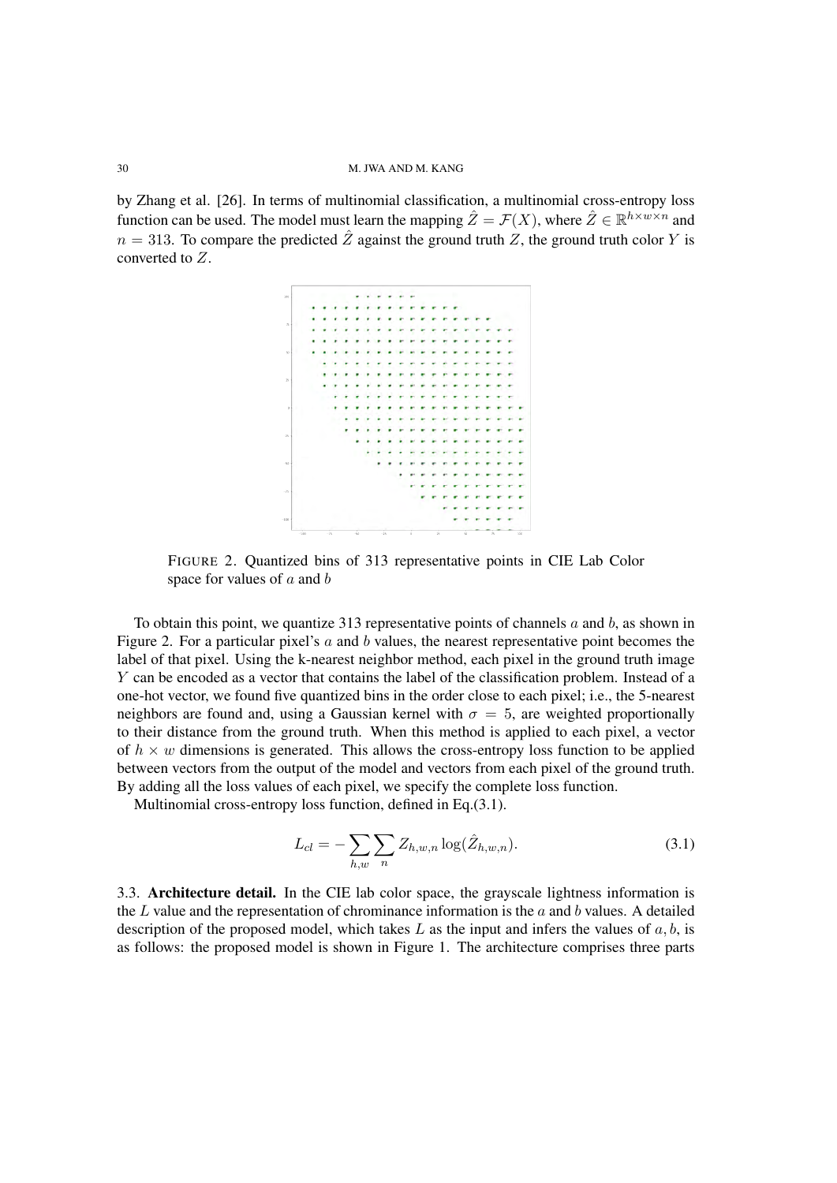by Zhang et al. [26]. In terms of multinomial classification, a multinomial cross-entropy loss function can be used. The model must learn the mapping $\hat{Z} = \mathcal{F}(X)$, where $\hat{Z} \in \mathbb{R}^{h \times w \times n}$ and $n = 313$. To compare the predicted $\hat{Z}$ against the ground truth $Z$, the ground truth color $Y$ is converted to $Z$.

FIGURE 2. Quantized bins of 313 representative points in CIE Lab Color space for values of $a$ and $b$

To obtain this point, we quantize 313 representative points of channels $a$ and $b$, as shown in Figure 2. For a particular pixel's $a$ and $b$ values, the nearest representative point becomes the label of that pixel. Using the k-nearest neighbor method, each pixel in the ground truth image $Y$ can be encoded as a vector that contains the label of the classification problem. Instead of a one-hot vector, we found five quantized bins in the order close to each pixel; i.e., the 5-nearest neighbors are found and, using a Gaussian kernel with $\sigma = 5$, are weighted proportionally to their distance from the ground truth. When this method is applied to each pixel, a vector of $h \times w$ dimensions is generated. This allows the cross-entropy loss function to be applied between vectors from the output of the model and vectors from each pixel of the ground truth. By adding all the loss values of each pixel, we specify the complete loss function.

Multinomial cross-entropy loss function, defined in Eq.(3.1).

$$L_{cl} = -\sum_{h,w} \sum_{n} Z_{h,w,n} \log(\hat{Z}_{h,w,n}). \tag{3.1}$$

3.3. **Architecture detail.** In the CIE lab color space, the grayscale lightness information is the $L$ value and the representation of chrominance information is the $a$ and $b$ values. A detailed description of the proposed model, which takes $L$ as the input and infers the values of $a, b$, is as follows: the proposed model is shown in Figure 1. The architecture comprises three parts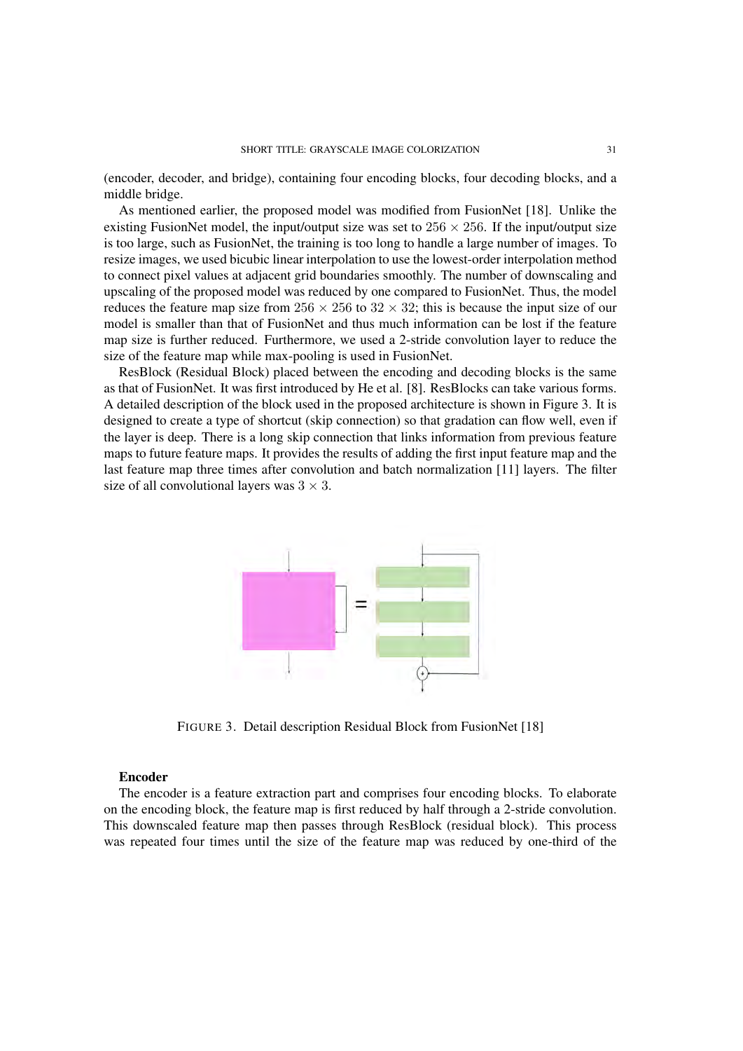(encoder, decoder, and bridge), containing four encoding blocks, four decoding blocks, and a middle bridge.

As mentioned earlier, the proposed model was modified from FusionNet [18]. Unlike the existing FusionNet model, the input/output size was set to $256 \times 256$. If the input/output size is too large, such as FusionNet, the training is too long to handle a large number of images. To resize images, we used bicubic linear interpolation to use the lowest-order interpolation method to connect pixel values at adjacent grid boundaries smoothly. The number of downscaling and upscaling of the proposed model was reduced by one compared to FusionNet. Thus, the model reduces the feature map size from $256 \times 256$ to $32 \times 32$; this is because the input size of our model is smaller than that of FusionNet and thus much information can be lost if the feature map size is further reduced. Furthermore, we used a 2-stride convolution layer to reduce the size of the feature map while max-pooling is used in FusionNet.

ResBlock (Residual Block) placed between the encoding and decoding blocks is the same as that of FusionNet. It was first introduced by He et al. [8]. ResBlocks can take various forms. A detailed description of the block used in the proposed architecture is shown in Figure 3. It is designed to create a type of shortcut (skip connection) so that gradation can flow well, even if the layer is deep. There is a long skip connection that links information from previous feature maps to future feature maps. It provides the results of adding the first input feature map and the last feature map three times after convolution and batch normalization [11] layers. The filter size of all convolutional layers was $3 \times 3$.

FIGURE 3. Detail description Residual Block from FusionNet [18]

**Encoder**

The encoder is a feature extraction part and comprises four encoding blocks. To elaborate on the encoding block, the feature map is first reduced by half through a 2-stride convolution. This downscaled feature map then passes through ResBlock (residual block). This process was repeated four times until the size of the feature map was reduced by one-third of the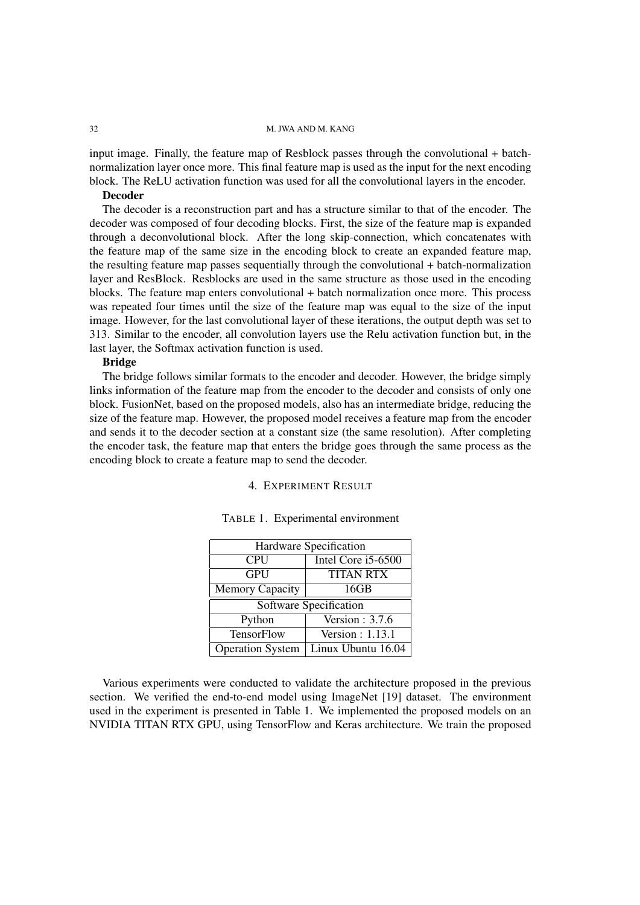input image. Finally, the feature map of Resblock passes through the convolutional + batch-normalization layer once more. This final feature map is used as the input for the next encoding block. The ReLU activation function was used for all the convolutional layers in the encoder.

**Decoder**

The decoder is a reconstruction part and has a structure similar to that of the encoder. The decoder was composed of four decoding blocks. First, the size of the feature map is expanded through a deconvolutional block. After the long skip-connection, which concatenates with the feature map of the same size in the encoding block to create an expanded feature map, the resulting feature map passes sequentially through the convolutional + batch-normalization layer and ResBlock. Resblocks are used in the same structure as those used in the encoding blocks. The feature map enters convolutional + batch normalization once more. This process was repeated four times until the size of the feature map was equal to the size of the input image. However, for the last convolutional layer of these iterations, the output depth was set to 313. Similar to the encoder, all convolution layers use the Relu activation function but, in the last layer, the Softmax activation function is used.

**Bridge**

The bridge follows similar formats to the encoder and decoder. However, the bridge simply links information of the feature map from the encoder to the decoder and consists of only one block. FusionNet, based on the proposed models, also has an intermediate bridge, reducing the size of the feature map. However, the proposed model receives a feature map from the encoder and sends it to the decoder section at a constant size (the same resolution). After completing the encoder task, the feature map that enters the bridge goes through the same process as the encoding block to create a feature map to send the decoder.

## 4. Experiment Result

TABLE 1. Experimental environment

| Hardware Specification | |
|---|---|
| CPU | Intel Core i5-6500 |
| GPU | TITAN RTX |
| Memory Capacity | 16GB |
| **Software Specification** | |
| Python | Version : 3.7.6 |
| TensorFlow | Version : 1.13.1 |
| Operation System | Linux Ubuntu 16.04 |

Various experiments were conducted to validate the architecture proposed in the previous section. We verified the end-to-end model using ImageNet [19] dataset. The environment used in the experiment is presented in Table 1. We implemented the proposed models on an NVIDIA TITAN RTX GPU, using TensorFlow and Keras architecture. We train the proposed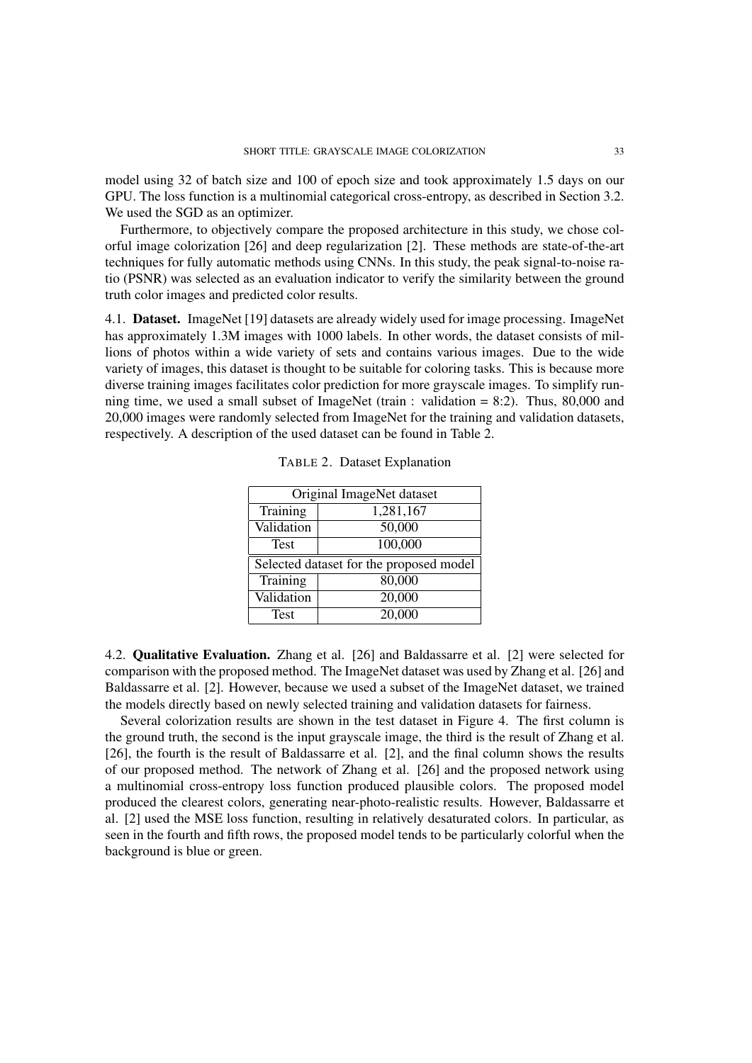model using 32 of batch size and 100 of epoch size and took approximately 1.5 days on our GPU. The loss function is a multinomial categorical cross-entropy, as described in Section 3.2. We used the SGD as an optimizer.

Furthermore, to objectively compare the proposed architecture in this study, we chose colorful image colorization [26] and deep regularization [2]. These methods are state-of-the-art techniques for fully automatic methods using CNNs. In this study, the peak signal-to-noise ratio (PSNR) was selected as an evaluation indicator to verify the similarity between the ground truth color images and predicted color results.

4.1. **Dataset.** ImageNet [19] datasets are already widely used for image processing. ImageNet has approximately 1.3M images with 1000 labels. In other words, the dataset consists of millions of photos within a wide variety of sets and contains various images. Due to the wide variety of images, this dataset is thought to be suitable for coloring tasks. This is because more diverse training images facilitates color prediction for more grayscale images. To simplify running time, we used a small subset of ImageNet (train : validation = 8:2). Thus, 80,000 and 20,000 images were randomly selected from ImageNet for the training and validation datasets, respectively. A description of the used dataset can be found in Table 2.

TABLE 2. Dataset Explanation

| Original ImageNet dataset | |
|---|---|
| Training | 1,281,167 |
| Validation | 50,000 |
| Test | 100,000 |
| **Selected dataset for the proposed model** | |
| Training | 80,000 |
| Validation | 20,000 |
| Test | 20,000 |

4.2. **Qualitative Evaluation.** Zhang et al. [26] and Baldassarre et al. [2] were selected for comparison with the proposed method. The ImageNet dataset was used by Zhang et al. [26] and Baldassarre et al. [2]. However, because we used a subset of the ImageNet dataset, we trained the models directly based on newly selected training and validation datasets for fairness.

Several colorization results are shown in the test dataset in Figure 4. The first column is the ground truth, the second is the input grayscale image, the third is the result of Zhang et al. [26], the fourth is the result of Baldassarre et al. [2], and the final column shows the results of our proposed method. The network of Zhang et al. [26] and the proposed network using a multinomial cross-entropy loss function produced plausible colors. The proposed model produced the clearest colors, generating near-photo-realistic results. However, Baldassarre et al. [2] used the MSE loss function, resulting in relatively desaturated colors. In particular, as seen in the fourth and fifth rows, the proposed model tends to be particularly colorful when the background is blue or green.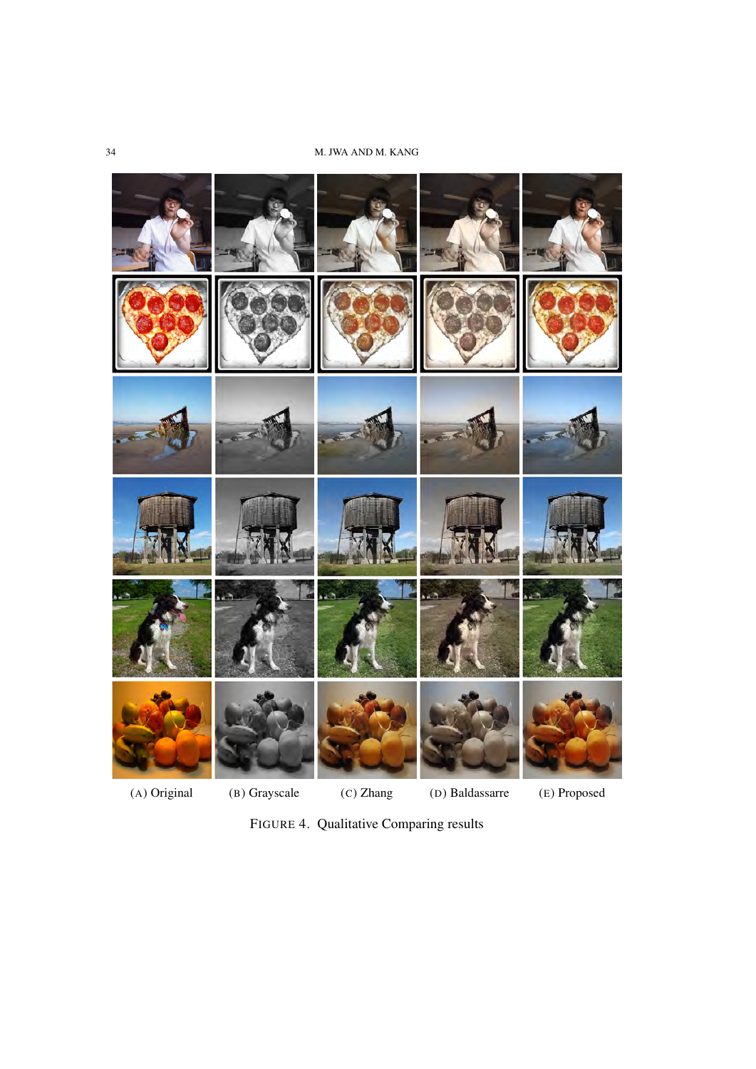(A) Original (B) Grayscale (C) Zhang (D) Baldassarre (E) Proposed

FIGURE 4. Qualitative Comparing results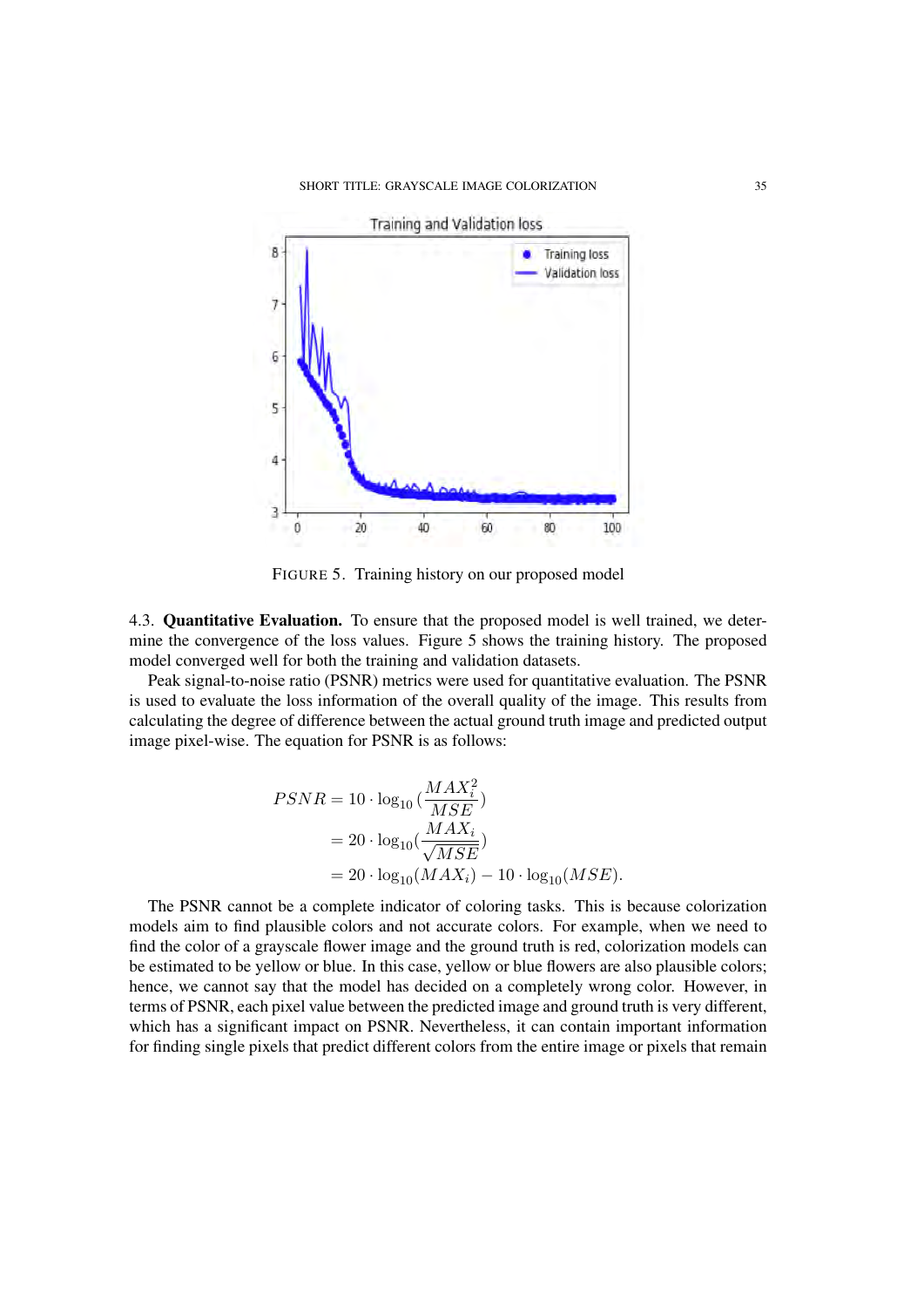FIGURE 5. Training history on our proposed model

4.3. **Quantitative Evaluation.** To ensure that the proposed model is well trained, we determine the convergence of the loss values. Figure 5 shows the training history. The proposed model converged well for both the training and validation datasets.

Peak signal-to-noise ratio (PSNR) metrics were used for quantitative evaluation. The PSNR is used to evaluate the loss information of the overall quality of the image. This results from calculating the degree of difference between the actual ground truth image and predicted output image pixel-wise. The equation for PSNR is as follows:

$$
\begin{aligned}
PSNR &= 10 \cdot \log_{10}\left(\frac{MAX_i^2}{MSE}\right) \\
&= 20 \cdot \log_{10}\left(\frac{MAX_i}{\sqrt{MSE}}\right) \\
&= 20 \cdot \log_{10}(MAX_i) - 10 \cdot \log_{10}(MSE).
\end{aligned}
$$

The PSNR cannot be a complete indicator of coloring tasks. This is because colorization models aim to find plausible colors and not accurate colors. For example, when we need to find the color of a grayscale flower image and the ground truth is red, colorization models can be estimated to be yellow or blue. In this case, yellow or blue flowers are also plausible colors; hence, we cannot say that the model has decided on a completely wrong color. However, in terms of PSNR, each pixel value between the predicted image and ground truth is very different, which has a significant impact on PSNR. Nevertheless, it can contain important information for finding single pixels that predict different colors from the entire image or pixels that remain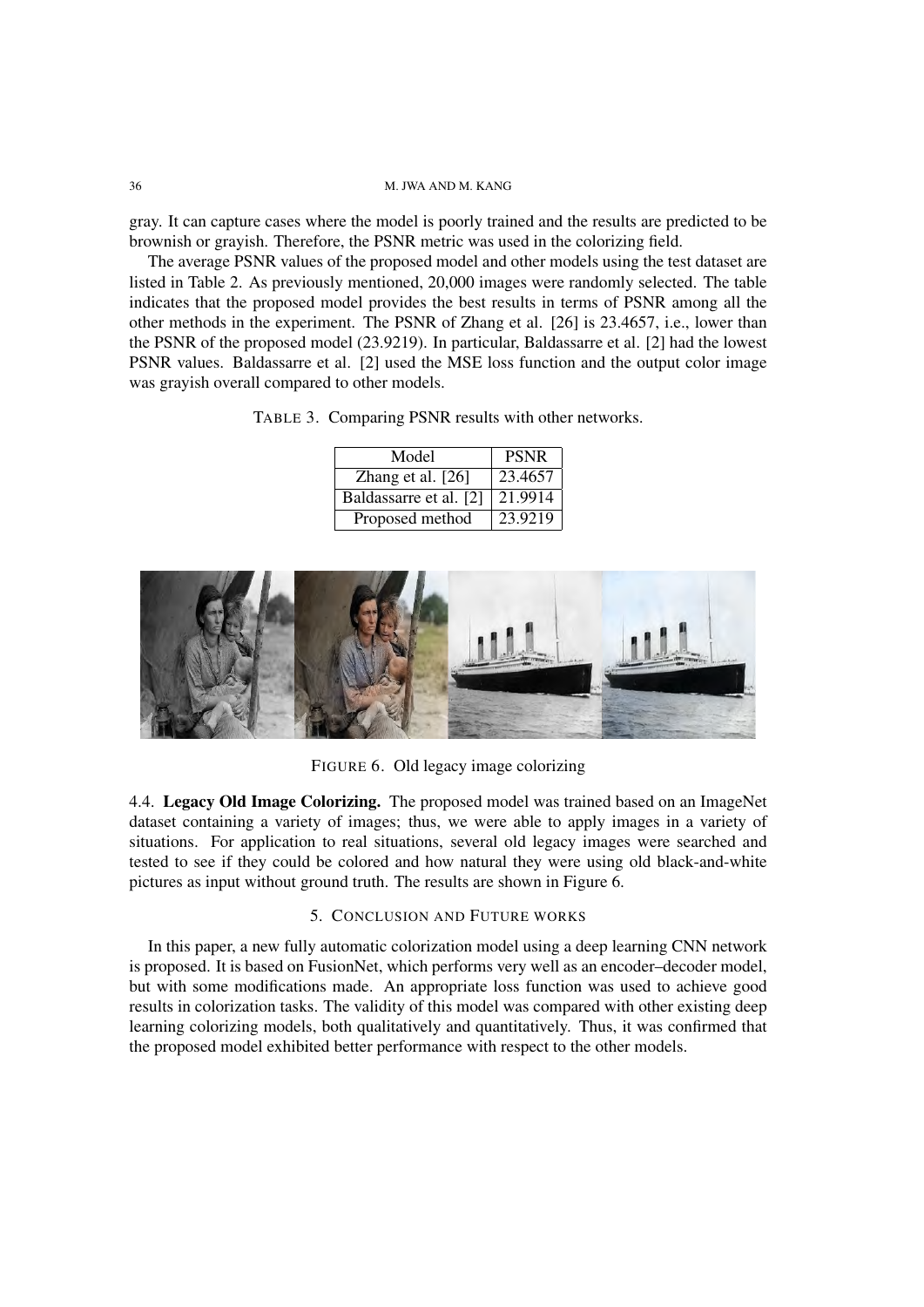gray. It can capture cases where the model is poorly trained and the results are predicted to be brownish or grayish. Therefore, the PSNR metric was used in the colorizing field.

The average PSNR values of the proposed model and other models using the test dataset are listed in Table 2. As previously mentioned, 20,000 images were randomly selected. The table indicates that the proposed model provides the best results in terms of PSNR among all the other methods in the experiment. The PSNR of Zhang et al. [26] is 23.4657, i.e., lower than the PSNR of the proposed model (23.9219). In particular, Baldassarre et al. [2] had the lowest PSNR values. Baldassarre et al. [2] used the MSE loss function and the output color image was grayish overall compared to other models.

TABLE 3. Comparing PSNR results with other networks.

| Model | PSNR |
| --- | --- |
| Zhang et al. [26] | 23.4657 |
| Baldassarre et al. [2] | 21.9914 |
| Proposed method | 23.9219 |

FIGURE 6. Old legacy image colorizing

4.4. **Legacy Old Image Colorizing.** The proposed model was trained based on an ImageNet dataset containing a variety of images; thus, we were able to apply images in a variety of situations. For application to real situations, several old legacy images were searched and tested to see if they could be colored and how natural they were using old black-and-white pictures as input without ground truth. The results are shown in Figure 6.

## 5. Conclusion and Future works

In this paper, a new fully automatic colorization model using a deep learning CNN network is proposed. It is based on FusionNet, which performs very well as an encoder–decoder model, but with some modifications made. An appropriate loss function was used to achieve good results in colorization tasks. The validity of this model was compared with other existing deep learning colorizing models, both qualitatively and quantitatively. Thus, it was confirmed that the proposed model exhibited better performance with respect to the other models.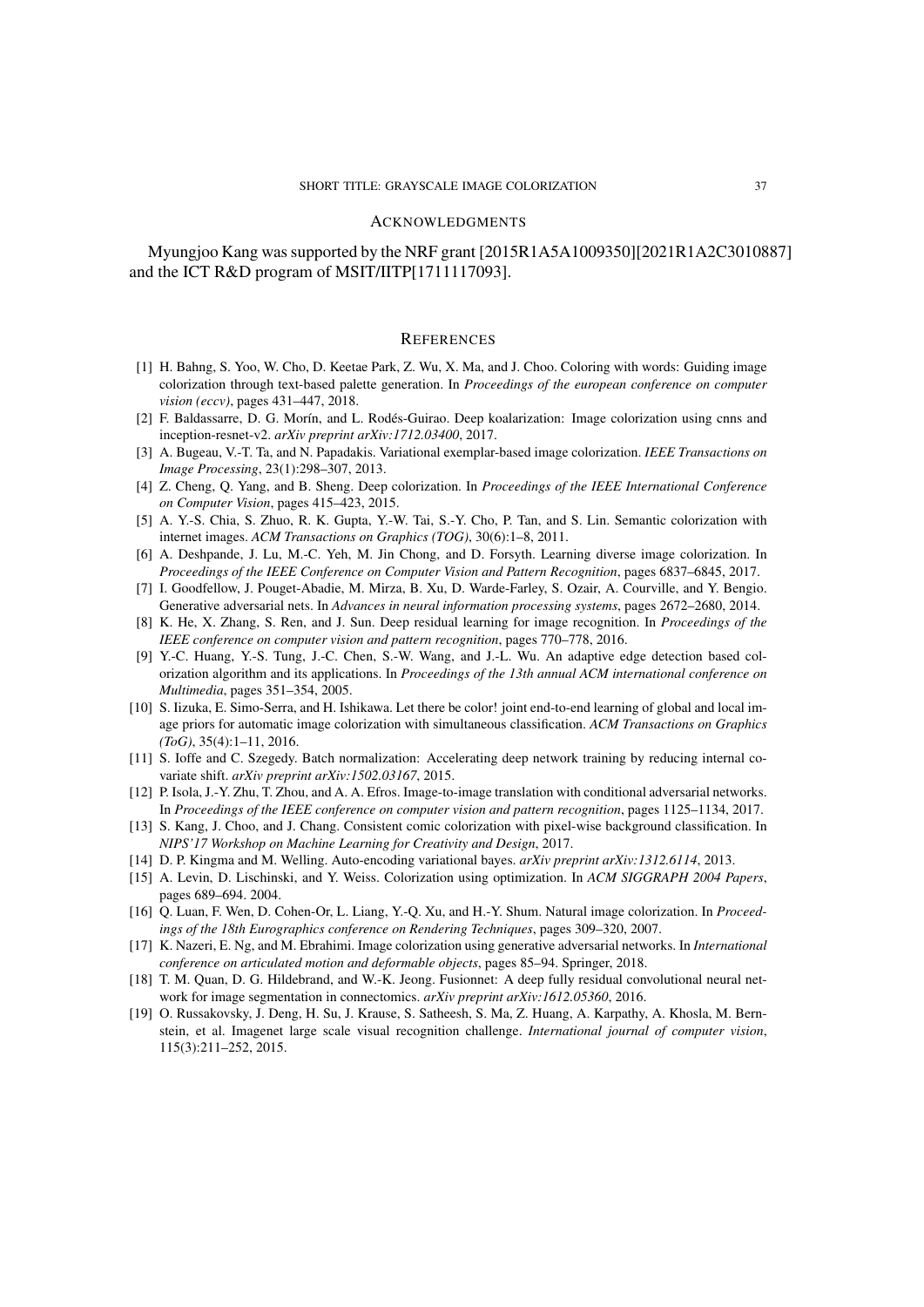## ACKNOWLEDGMENTS

Myungjoo Kang was supported by the NRF grant [2015R1A5A1009350][2021R1A2C3010887] and the ICT R&D program of MSIT/IITP[1711117093].

## REFERENCES

[1] H. Bahng, S. Yoo, W. Cho, D. Keetae Park, Z. Wu, X. Ma, and J. Choo. Coloring with words: Guiding image colorization through text-based palette generation. In *Proceedings of the european conference on computer vision (eccv)*, pages 431–447, 2018.

[2] F. Baldassarre, D. G. Morín, and L. Rodés-Guirao. Deep koalarization: Image colorization using cnns and inception-resnet-v2. *arXiv preprint arXiv:1712.03400*, 2017.

[3] A. Bugeau, V.-T. Ta, and N. Papadakis. Variational exemplar-based image colorization. *IEEE Transactions on Image Processing*, 23(1):298–307, 2013.

[4] Z. Cheng, Q. Yang, and B. Sheng. Deep colorization. In *Proceedings of the IEEE International Conference on Computer Vision*, pages 415–423, 2015.

[5] A. Y.-S. Chia, S. Zhuo, R. K. Gupta, Y.-W. Tai, S.-Y. Cho, P. Tan, and S. Lin. Semantic colorization with internet images. *ACM Transactions on Graphics (TOG)*, 30(6):1–8, 2011.

[6] A. Deshpande, J. Lu, M.-C. Yeh, M. Jin Chong, and D. Forsyth. Learning diverse image colorization. In *Proceedings of the IEEE Conference on Computer Vision and Pattern Recognition*, pages 6837–6845, 2017.

[7] I. Goodfellow, J. Pouget-Abadie, M. Mirza, B. Xu, D. Warde-Farley, S. Ozair, A. Courville, and Y. Bengio. Generative adversarial nets. In *Advances in neural information processing systems*, pages 2672–2680, 2014.

[8] K. He, X. Zhang, S. Ren, and J. Sun. Deep residual learning for image recognition. In *Proceedings of the IEEE conference on computer vision and pattern recognition*, pages 770–778, 2016.

[9] Y.-C. Huang, Y.-S. Tung, J.-C. Chen, S.-W. Wang, and J.-L. Wu. An adaptive edge detection based colorization algorithm and its applications. In *Proceedings of the 13th annual ACM international conference on Multimedia*, pages 351–354, 2005.

[10] S. Iizuka, E. Simo-Serra, and H. Ishikawa. Let there be color! joint end-to-end learning of global and local image priors for automatic image colorization with simultaneous classification. *ACM Transactions on Graphics (ToG)*, 35(4):1–11, 2016.

[11] S. Ioffe and C. Szegedy. Batch normalization: Accelerating deep network training by reducing internal covariate shift. *arXiv preprint arXiv:1502.03167*, 2015.

[12] P. Isola, J.-Y. Zhu, T. Zhou, and A. A. Efros. Image-to-image translation with conditional adversarial networks. In *Proceedings of the IEEE conference on computer vision and pattern recognition*, pages 1125–1134, 2017.

[13] S. Kang, J. Choo, and J. Chang. Consistent comic colorization with pixel-wise background classification. In *NIPS'17 Workshop on Machine Learning for Creativity and Design*, 2017.

[14] D. P. Kingma and M. Welling. Auto-encoding variational bayes. *arXiv preprint arXiv:1312.6114*, 2013.

[15] A. Levin, D. Lischinski, and Y. Weiss. Colorization using optimization. In *ACM SIGGRAPH 2004 Papers*, pages 689–694. 2004.

[16] Q. Luan, F. Wen, D. Cohen-Or, L. Liang, Y.-Q. Xu, and H.-Y. Shum. Natural image colorization. In *Proceedings of the 18th Eurographics conference on Rendering Techniques*, pages 309–320, 2007.

[17] K. Nazeri, E. Ng, and M. Ebrahimi. Image colorization using generative adversarial networks. In *International conference on articulated motion and deformable objects*, pages 85–94. Springer, 2018.

[18] T. M. Quan, D. G. Hildebrand, and W.-K. Jeong. Fusionnet: A deep fully residual convolutional neural network for image segmentation in connectomics. *arXiv preprint arXiv:1612.05360*, 2016.

[19] O. Russakovsky, J. Deng, H. Su, J. Krause, S. Satheesh, S. Ma, Z. Huang, A. Karpathy, A. Khosla, M. Bernstein, et al. Imagenet large scale visual recognition challenge. *International journal of computer vision*, 115(3):211–252, 2015.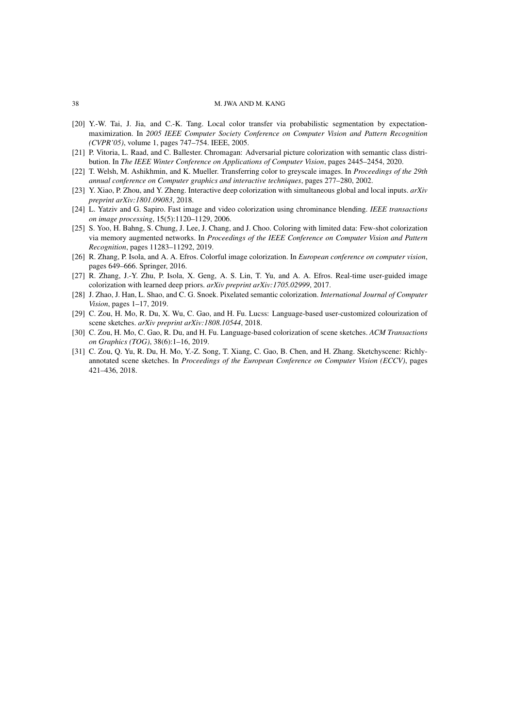[20] Y.-W. Tai, J. Jia, and C.-K. Tang. Local color transfer via probabilistic segmentation by expectation-maximization. In *2005 IEEE Computer Society Conference on Computer Vision and Pattern Recognition (CVPR'05)*, volume 1, pages 747–754. IEEE, 2005.

[21] P. Vitoria, L. Raad, and C. Ballester. Chromagan: Adversarial picture colorization with semantic class distribution. In *The IEEE Winter Conference on Applications of Computer Vision*, pages 2445–2454, 2020.

[22] T. Welsh, M. Ashikhmin, and K. Mueller. Transferring color to greyscale images. In *Proceedings of the 29th annual conference on Computer graphics and interactive techniques*, pages 277–280, 2002.

[23] Y. Xiao, P. Zhou, and Y. Zheng. Interactive deep colorization with simultaneous global and local inputs. *arXiv preprint arXiv:1801.09083*, 2018.

[24] L. Yatziv and G. Sapiro. Fast image and video colorization using chrominance blending. *IEEE transactions on image processing*, 15(5):1120–1129, 2006.

[25] S. Yoo, H. Bahng, S. Chung, J. Lee, J. Chang, and J. Choo. Coloring with limited data: Few-shot colorization via memory augmented networks. In *Proceedings of the IEEE Conference on Computer Vision and Pattern Recognition*, pages 11283–11292, 2019.

[26] R. Zhang, P. Isola, and A. A. Efros. Colorful image colorization. In *European conference on computer vision*, pages 649–666. Springer, 2016.

[27] R. Zhang, J.-Y. Zhu, P. Isola, X. Geng, A. S. Lin, T. Yu, and A. A. Efros. Real-time user-guided image colorization with learned deep priors. *arXiv preprint arXiv:1705.02999*, 2017.

[28] J. Zhao, J. Han, L. Shao, and C. G. Snoek. Pixelated semantic colorization. *International Journal of Computer Vision*, pages 1–17, 2019.

[29] C. Zou, H. Mo, R. Du, X. Wu, C. Gao, and H. Fu. Lucss: Language-based user-customized colourization of scene sketches. *arXiv preprint arXiv:1808.10544*, 2018.

[30] C. Zou, H. Mo, C. Gao, R. Du, and H. Fu. Language-based colorization of scene sketches. *ACM Transactions on Graphics (TOG)*, 38(6):1–16, 2019.

[31] C. Zou, Q. Yu, R. Du, H. Mo, Y.-Z. Song, T. Xiang, C. Gao, B. Chen, and H. Zhang. Sketchyscene: Richly-annotated scene sketches. In *Proceedings of the European Conference on Computer Vision (ECCV)*, pages 421–436, 2018.